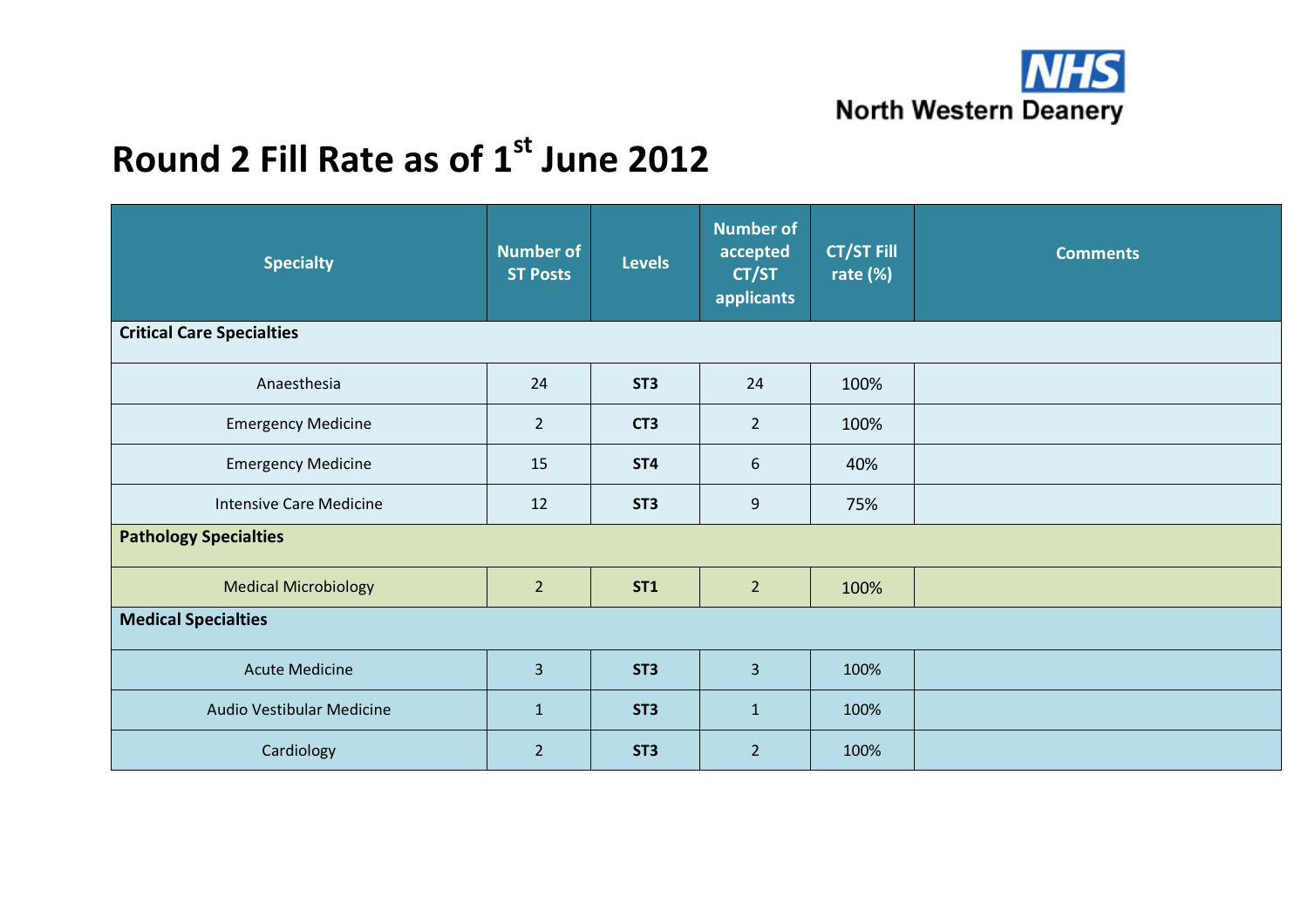NHS North Western Deanery

# Round 2 Fill Rate as of 1st June 2012

| Specialty | Number of ST Posts | Levels | Number of accepted CT/ST applicants | CT/ST Fill rate (%) | Comments |
|---|---|---|---|---|---|
| **Critical Care Specialties** | | | | | |
| Anaesthesia | 24 | **ST3** | 24 | 100% | |
| Emergency Medicine | 2 | **CT3** | 2 | 100% | |
| Emergency Medicine | 15 | **ST4** | 6 | 40% | |
| Intensive Care Medicine | 12 | **ST3** | 9 | 75% | |
| **Pathology Specialties** | | | | | |
| Medical Microbiology | 2 | **ST1** | 2 | 100% | |
| **Medical Specialties** | | | | | |
| Acute Medicine | 3 | **ST3** | 3 | 100% | |
| Audio Vestibular Medicine | 1 | **ST3** | 1 | 100% | |
| Cardiology | 2 | **ST3** | 2 | 100% | |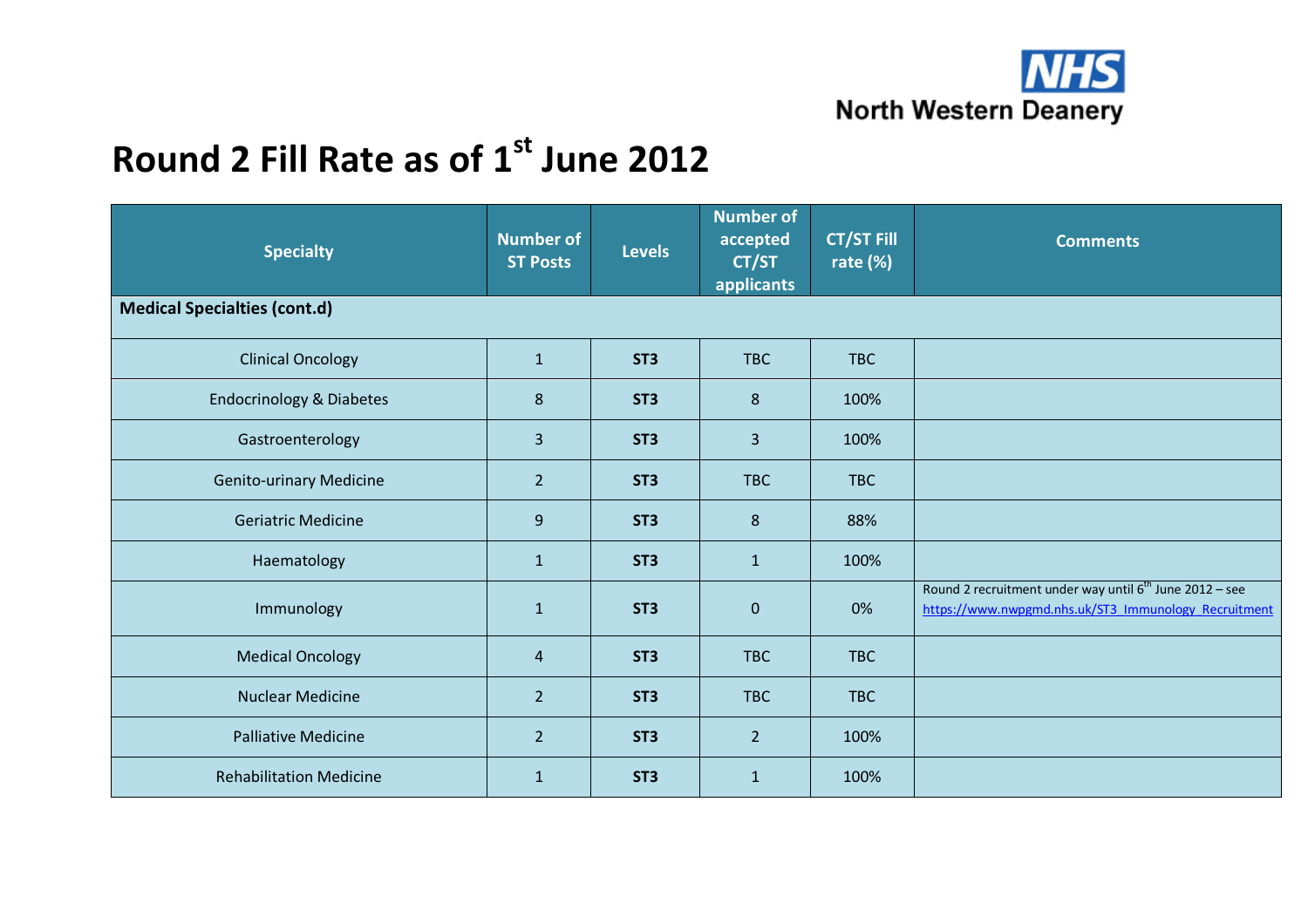# Round 2 Fill Rate as of 1st June 2012

| Specialty | Number of ST Posts | Levels | Number of accepted CT/ST applicants | CT/ST Fill rate (%) | Comments |
|---|---|---|---|---|---|
| **Medical Specialties (cont.d)** | | | | | |
| Clinical Oncology | 1 | **ST3** | TBC | TBC | |
| Endocrinology & Diabetes | 8 | **ST3** | 8 | 100% | |
| Gastroenterology | 3 | **ST3** | 3 | 100% | |
| Genito-urinary Medicine | 2 | **ST3** | TBC | TBC | |
| Geriatric Medicine | 9 | **ST3** | 8 | 88% | |
| Haematology | 1 | **ST3** | 1 | 100% | |
| Immunology | 1 | **ST3** | 0 | 0% | Round 2 recruitment under way until 6th June 2012 – see https://www.nwpgmd.nhs.uk/ST3_Immunology_Recruitment |
| Medical Oncology | 4 | **ST3** | TBC | TBC | |
| Nuclear Medicine | 2 | **ST3** | TBC | TBC | |
| Palliative Medicine | 2 | **ST3** | 2 | 100% | |
| Rehabilitation Medicine | 1 | **ST3** | 1 | 100% | |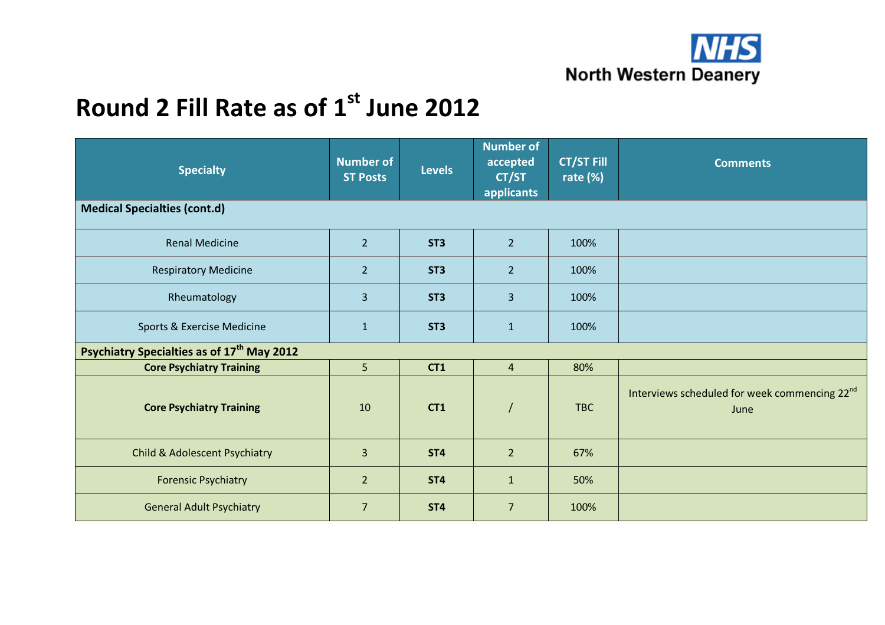# Round 2 Fill Rate as of 1st June 2012

| Specialty | Number of ST Posts | Levels | Number of accepted CT/ST applicants | CT/ST Fill rate (%) | Comments |
|---|---|---|---|---|---|
| **Medical Specialties (cont.d)** | | | | | |
| Renal Medicine | 2 | **ST3** | 2 | 100% | |
| Respiratory Medicine | 2 | **ST3** | 2 | 100% | |
| Rheumatology | 3 | **ST3** | 3 | 100% | |
| Sports & Exercise Medicine | 1 | **ST3** | 1 | 100% | |
| **Psychiatry Specialties as of 17th May 2012** | | | | | |
| **Core Psychiatry Training** | 5 | **CT1** | 4 | 80% | |
| **Core Psychiatry Training** | 10 | **CT1** | / | TBC | Interviews scheduled for week commencing 22nd June |
| Child & Adolescent Psychiatry | 3 | **ST4** | 2 | 67% | |
| Forensic Psychiatry | 2 | **ST4** | 1 | 50% | |
| General Adult Psychiatry | 7 | **ST4** | 7 | 100% | |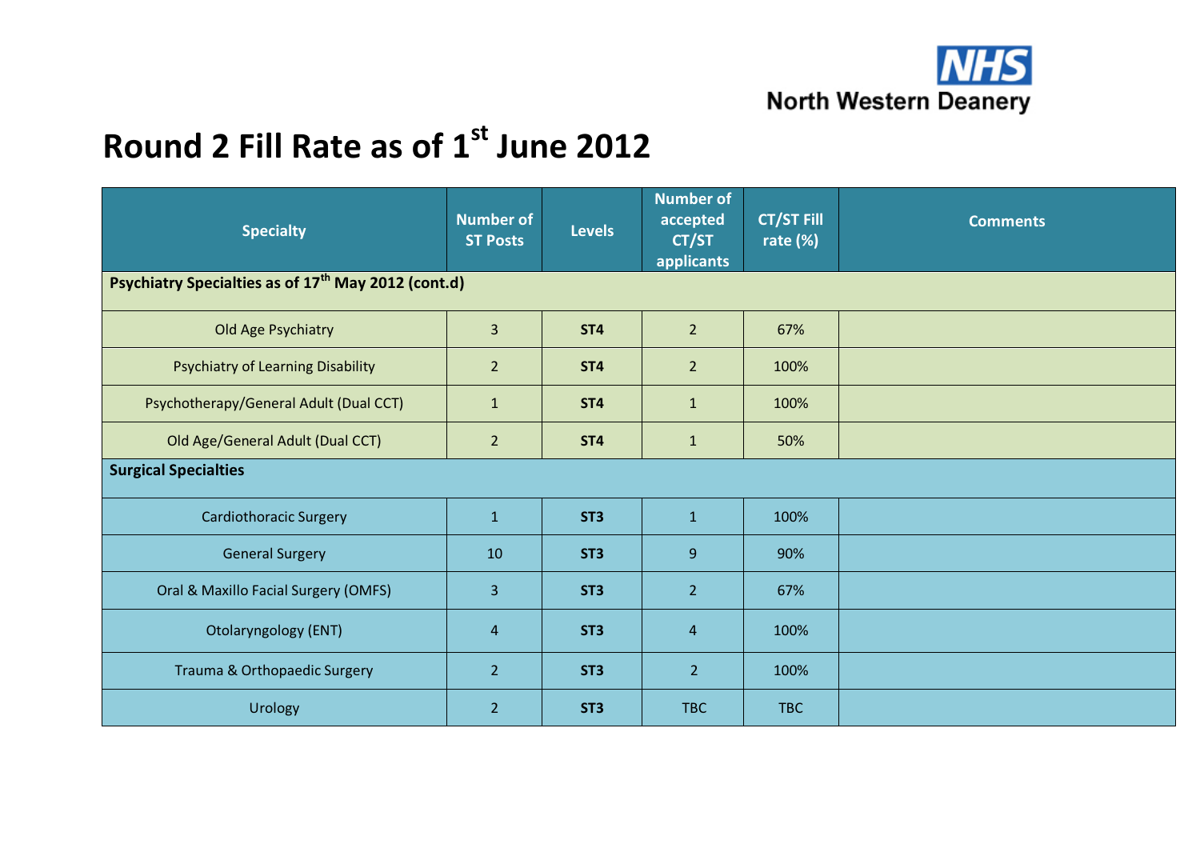# Round 2 Fill Rate as of 1st June 2012

| Specialty | Number of ST Posts | Levels | Number of accepted CT/ST applicants | CT/ST Fill rate (%) | Comments |
|---|---|---|---|---|---|
| **Psychiatry Specialties as of 17th May 2012 (cont.d)** | | | | | |
| Old Age Psychiatry | 3 | **ST4** | 2 | 67% | |
| Psychiatry of Learning Disability | 2 | **ST4** | 2 | 100% | |
| Psychotherapy/General Adult (Dual CCT) | 1 | **ST4** | 1 | 100% | |
| Old Age/General Adult (Dual CCT) | 2 | **ST4** | 1 | 50% | |
| **Surgical Specialties** | | | | | |
| Cardiothoracic Surgery | 1 | **ST3** | 1 | 100% | |
| General Surgery | 10 | **ST3** | 9 | 90% | |
| Oral & Maxillo Facial Surgery (OMFS) | 3 | **ST3** | 2 | 67% | |
| Otolaryngology (ENT) | 4 | **ST3** | 4 | 100% | |
| Trauma & Orthopaedic Surgery | 2 | **ST3** | 2 | 100% | |
| Urology | 2 | **ST3** | TBC | TBC | |